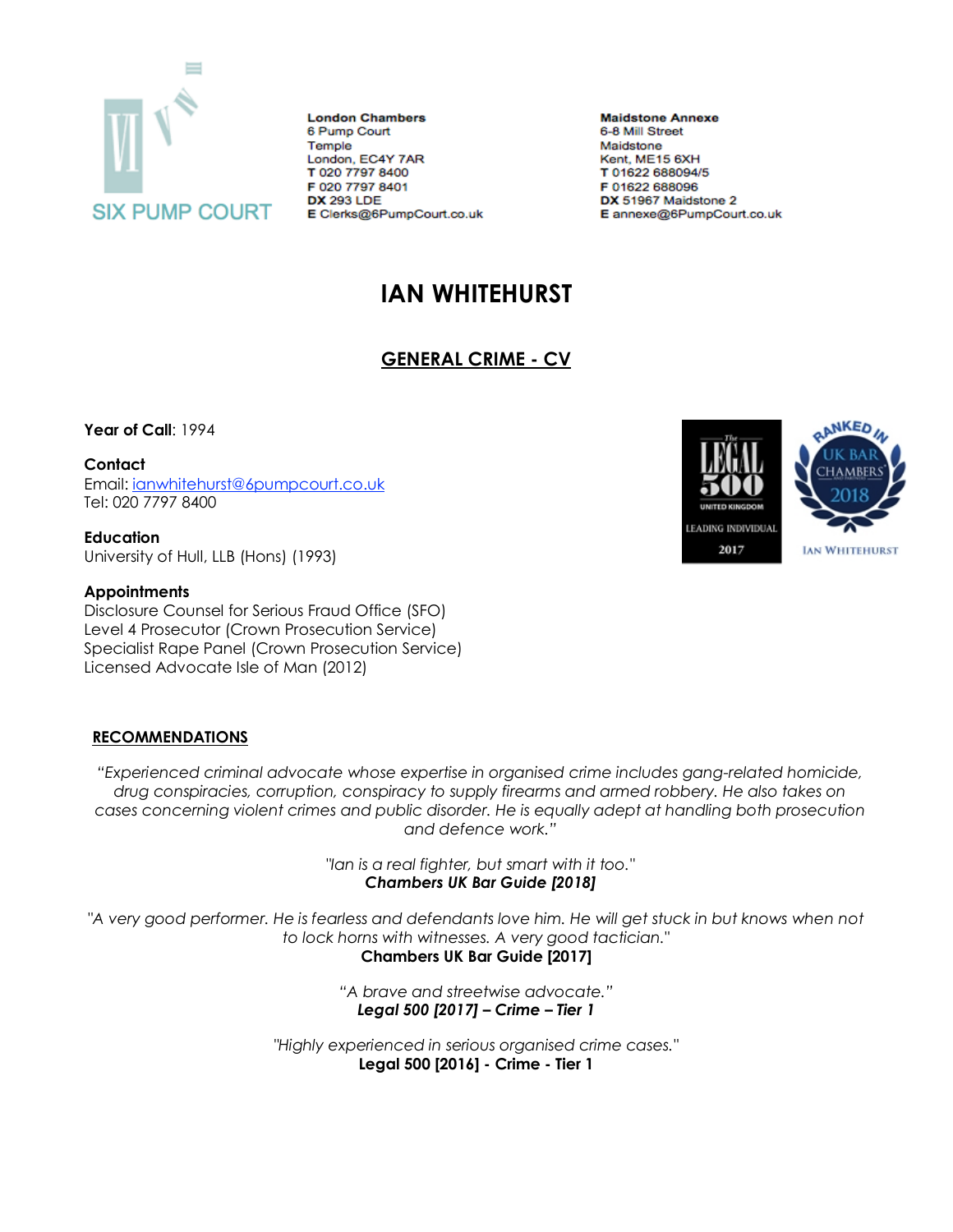SIX PUMP COURT

**London Chambers**
6 Pump Court
Temple
London, EC4Y 7AR
**T** 020 7797 8400
**F** 020 7797 8401
**DX** 293 LDE
**E** Clerks@6PumpCourt.co.uk

**Maidstone Annexe**
6-8 Mill Street
Maidstone
Kent, ME15 6XH
**T** 01622 688094/5
**F** 01622 688096
**DX** 51967 Maidstone 2
**E** annexe@6PumpCourt.co.uk

# IAN WHITEHURST

## GENERAL CRIME - CV

**Year of Call**: 1994

**Contact**
Email: ianwhitehurst@6pumpcourt.co.uk
Tel: 020 7797 8400

**Education**
University of Hull, LLB (Hons) (1993)

**Appointments**
Disclosure Counsel for Serious Fraud Office (SFO)
Level 4 Prosecutor (Crown Prosecution Service)
Specialist Rape Panel (Crown Prosecution Service)
Licensed Advocate Isle of Man (2012)

### RECOMMENDATIONS

*"Experienced criminal advocate whose expertise in organised crime includes gang-related homicide, drug conspiracies, corruption, conspiracy to supply firearms and armed robbery. He also takes on cases concerning violent crimes and public disorder. He is equally adept at handling both prosecution and defence work."*

*"Ian is a real fighter, but smart with it too."*
***Chambers UK Bar Guide [2018]***

*"A very good performer. He is fearless and defendants love him. He will get stuck in but knows when not to lock horns with witnesses. A very good tactician."*
**Chambers UK Bar Guide [2017]**

*"A brave and streetwise advocate."*
***Legal 500 [2017] – Crime – Tier 1***

*"Highly experienced in serious organised crime cases."*
**Legal 500 [2016] - Crime - Tier 1**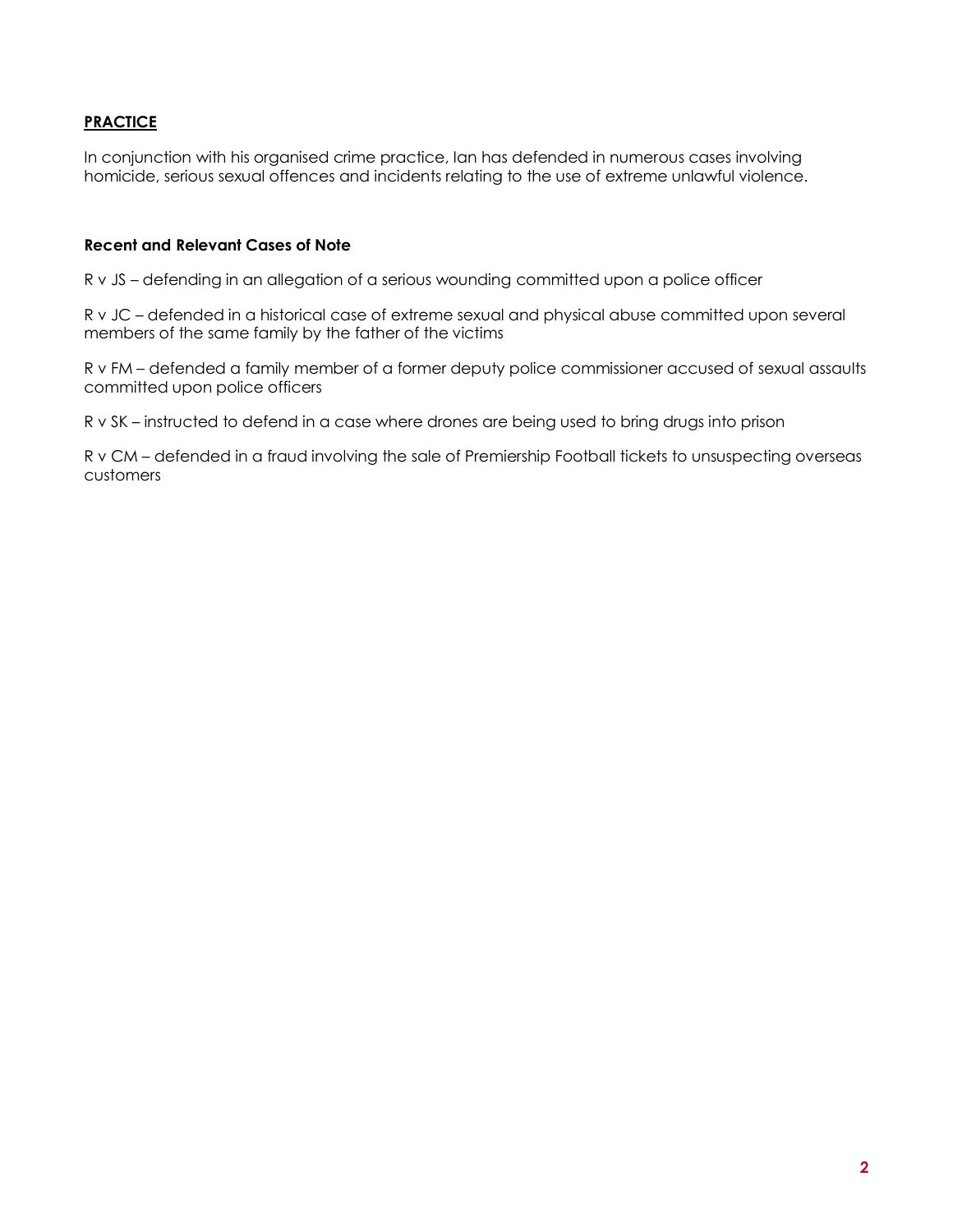## PRACTICE

In conjunction with his organised crime practice, Ian has defended in numerous cases involving homicide, serious sexual offences and incidents relating to the use of extreme unlawful violence.

### Recent and Relevant Cases of Note

R v JS – defending in an allegation of a serious wounding committed upon a police officer

R v JC – defended in a historical case of extreme sexual and physical abuse committed upon several members of the same family by the father of the victims

R v FM – defended a family member of a former deputy police commissioner accused of sexual assaults committed upon police officers

R v SK – instructed to defend in a case where drones are being used to bring drugs into prison

R v CM – defended in a fraud involving the sale of Premiership Football tickets to unsuspecting overseas customers